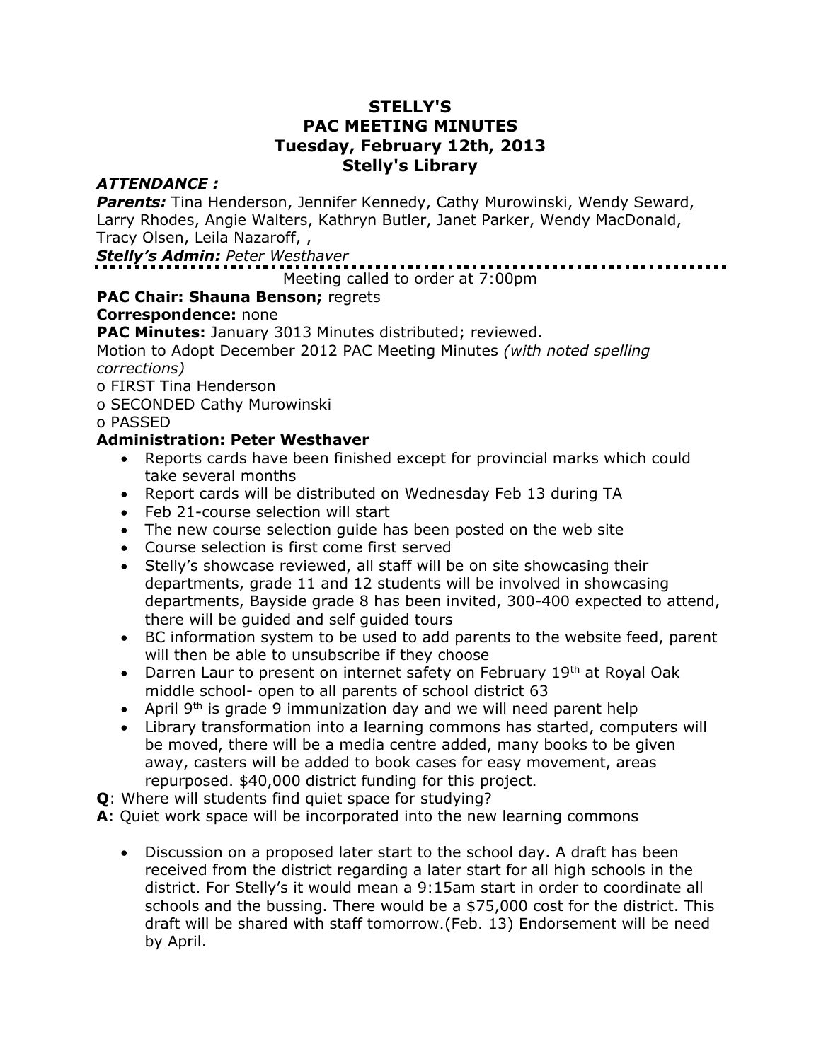# STELLY'S
# PAC MEETING MINUTES
## Tuesday, February 12th, 2013
## Stelly's Library

***ATTENDANCE :***

***Parents:*** Tina Henderson, Jennifer Kennedy, Cathy Murowinski, Wendy Seward, Larry Rhodes, Angie Walters, Kathryn Butler, Janet Parker, Wendy MacDonald, Tracy Olsen, Leila Nazaroff, ,

***Stelly's Admin:*** *Peter Westhaver*

Meeting called to order at 7:00pm

**PAC Chair: Shauna Benson;** regrets

**Correspondence:** none

**PAC Minutes:** January 3013 Minutes distributed; reviewed.

Motion to Adopt December 2012 PAC Meeting Minutes *(with noted spelling corrections)*

- FIRST Tina Henderson
- SECONDED Cathy Murowinski
- PASSED

**Administration: Peter Westhaver**

- Reports cards have been finished except for provincial marks which could take several months
- Report cards will be distributed on Wednesday Feb 13 during TA
- Feb 21-course selection will start
- The new course selection guide has been posted on the web site
- Course selection is first come first served
- Stelly's showcase reviewed, all staff will be on site showcasing their departments, grade 11 and 12 students will be involved in showcasing departments, Bayside grade 8 has been invited, 300-400 expected to attend, there will be guided and self guided tours
- BC information system to be used to add parents to the website feed, parent will then be able to unsubscribe if they choose
- Darren Laur to present on internet safety on February 19th at Royal Oak middle school- open to all parents of school district 63
- April 9th is grade 9 immunization day and we will need parent help
- Library transformation into a learning commons has started, computers will be moved, there will be a media centre added, many books to be given away, casters will be added to book cases for easy movement, areas repurposed. $40,000 district funding for this project.

**Q**: Where will students find quiet space for studying?

**A**: Quiet work space will be incorporated into the new learning commons

- Discussion on a proposed later start to the school day. A draft has been received from the district regarding a later start for all high schools in the district. For Stelly's it would mean a 9:15am start in order to coordinate all schools and the bussing. There would be a $75,000 cost for the district. This draft will be shared with staff tomorrow.(Feb. 13) Endorsement will be need by April.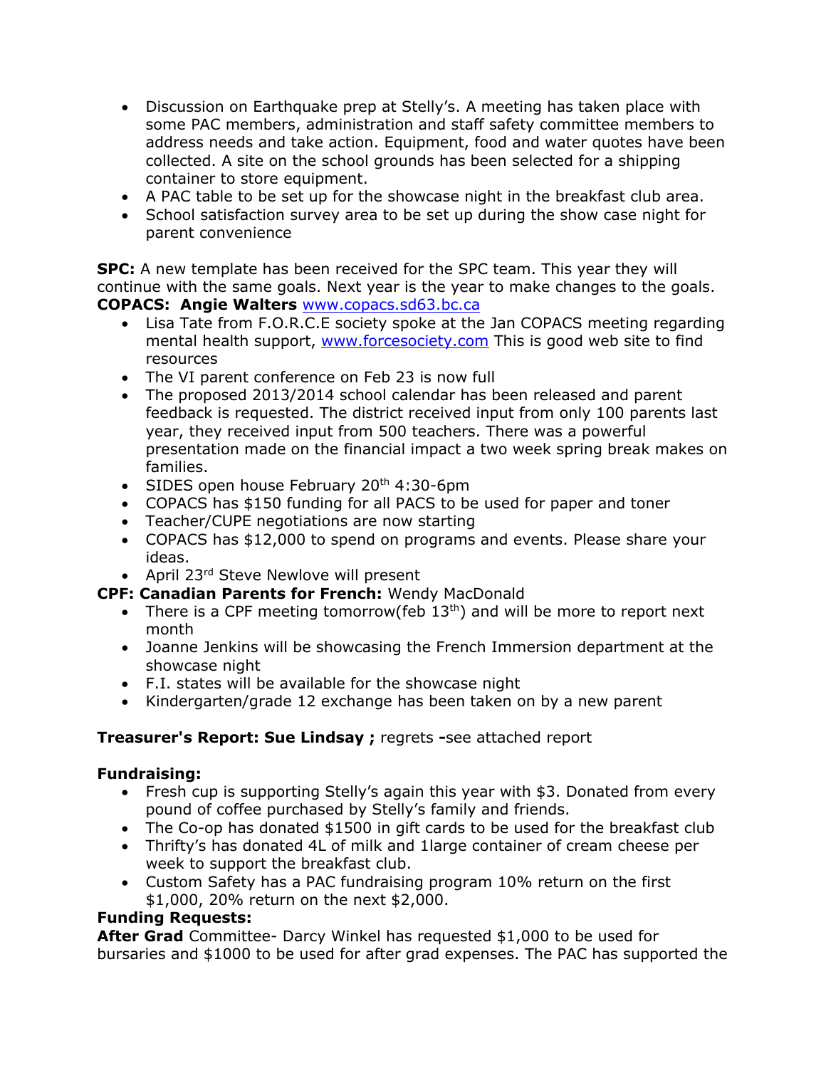- Discussion on Earthquake prep at Stelly's. A meeting has taken place with some PAC members, administration and staff safety committee members to address needs and take action. Equipment, food and water quotes have been collected. A site on the school grounds has been selected for a shipping container to store equipment.
- A PAC table to be set up for the showcase night in the breakfast club area.
- School satisfaction survey area to be set up during the show case night for parent convenience

**SPC:** A new template has been received for the SPC team. This year they will continue with the same goals. Next year is the year to make changes to the goals.
**COPACS: Angie Walters** www.copacs.sd63.bc.ca

- Lisa Tate from F.O.R.C.E society spoke at the Jan COPACS meeting regarding mental health support, www.forcesociety.com This is good web site to find resources
- The VI parent conference on Feb 23 is now full
- The proposed 2013/2014 school calendar has been released and parent feedback is requested. The district received input from only 100 parents last year, they received input from 500 teachers. There was a powerful presentation made on the financial impact a two week spring break makes on families.
- SIDES open house February 20th 4:30-6pm
- COPACS has $150 funding for all PACS to be used for paper and toner
- Teacher/CUPE negotiations are now starting
- COPACS has $12,000 to spend on programs and events. Please share your ideas.
- April 23rd Steve Newlove will present

**CPF: Canadian Parents for French:** Wendy MacDonald

- There is a CPF meeting tomorrow(feb 13th) and will be more to report next month
- Joanne Jenkins will be showcasing the French Immersion department at the showcase night
- F.I. states will be available for the showcase night
- Kindergarten/grade 12 exchange has been taken on by a new parent

**Treasurer's Report: Sue Lindsay ;** regrets **-**see attached report

**Fundraising:**

- Fresh cup is supporting Stelly's again this year with $3. Donated from every pound of coffee purchased by Stelly's family and friends.
- The Co-op has donated $1500 in gift cards to be used for the breakfast club
- Thrifty's has donated 4L of milk and 1large container of cream cheese per week to support the breakfast club.
- Custom Safety has a PAC fundraising program 10% return on the first $1,000, 20% return on the next $2,000.

**Funding Requests:**
**After Grad** Committee- Darcy Winkel has requested $1,000 to be used for bursaries and $1000 to be used for after grad expenses. The PAC has supported the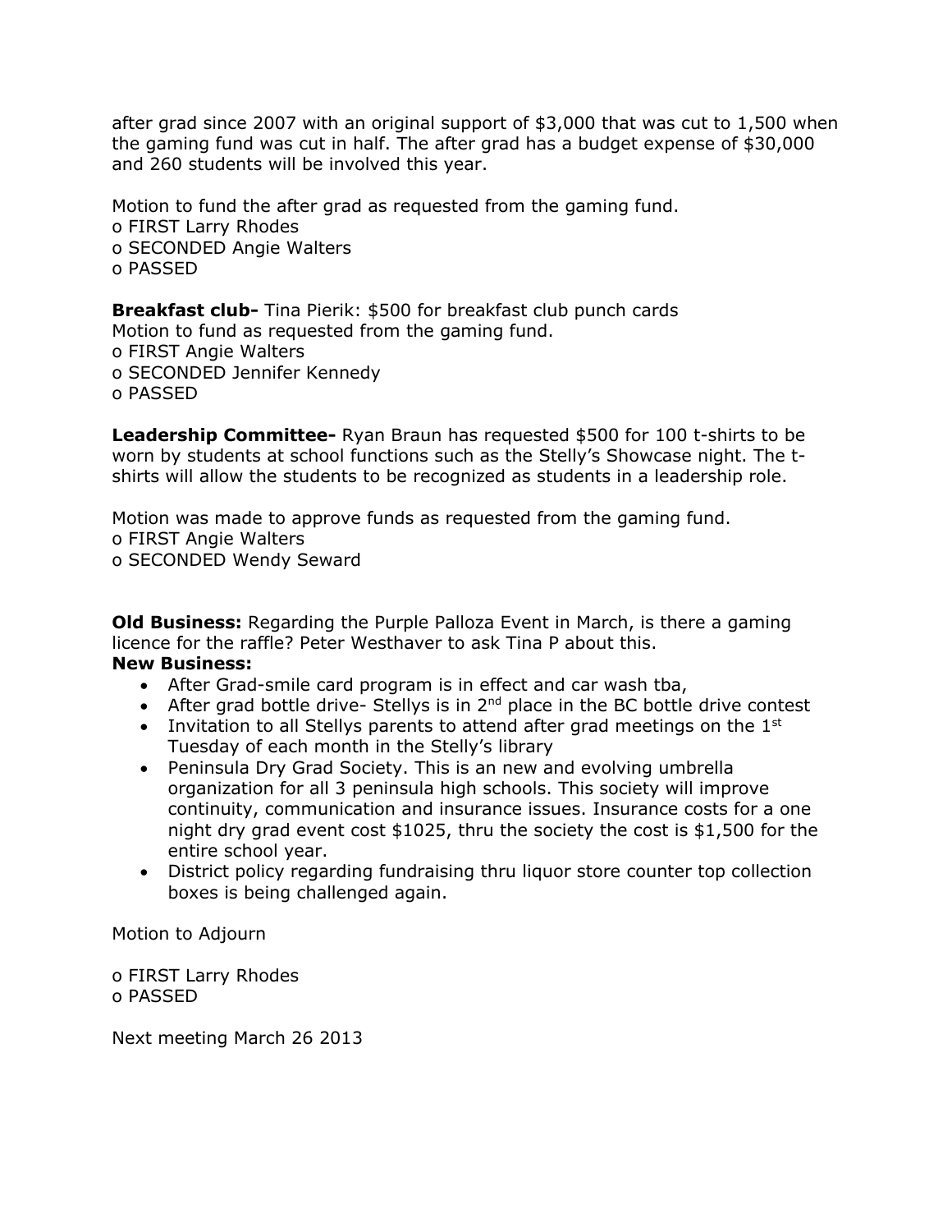after grad since 2007 with an original support of $3,000 that was cut to 1,500 when the gaming fund was cut in half. The after grad has a budget expense of $30,000 and 260 students will be involved this year.

Motion to fund the after grad as requested from the gaming fund.

o FIRST Larry Rhodes
o SECONDED Angie Walters
o PASSED

**Breakfast club-** Tina Pierik: $500 for breakfast club punch cards
Motion to fund as requested from the gaming fund.

o FIRST Angie Walters
o SECONDED Jennifer Kennedy
o PASSED

**Leadership Committee-** Ryan Braun has requested $500 for 100 t-shirts to be worn by students at school functions such as the Stelly's Showcase night. The t-shirts will allow the students to be recognized as students in a leadership role.

Motion was made to approve funds as requested from the gaming fund.

o FIRST Angie Walters
o SECONDED Wendy Seward

**Old Business:** Regarding the Purple Palloza Event in March, is there a gaming licence for the raffle? Peter Westhaver to ask Tina P about this.

**New Business:**

- After Grad-smile card program is in effect and car wash tba,
- After grad bottle drive- Stellys is in 2nd place in the BC bottle drive contest
- Invitation to all Stellys parents to attend after grad meetings on the 1st Tuesday of each month in the Stelly's library
- Peninsula Dry Grad Society. This is an new and evolving umbrella organization for all 3 peninsula high schools. This society will improve continuity, communication and insurance issues. Insurance costs for a one night dry grad event cost $1025, thru the society the cost is $1,500 for the entire school year.
- District policy regarding fundraising thru liquor store counter top collection boxes is being challenged again.

Motion to Adjourn

o FIRST Larry Rhodes
o PASSED

Next meeting March 26 2013